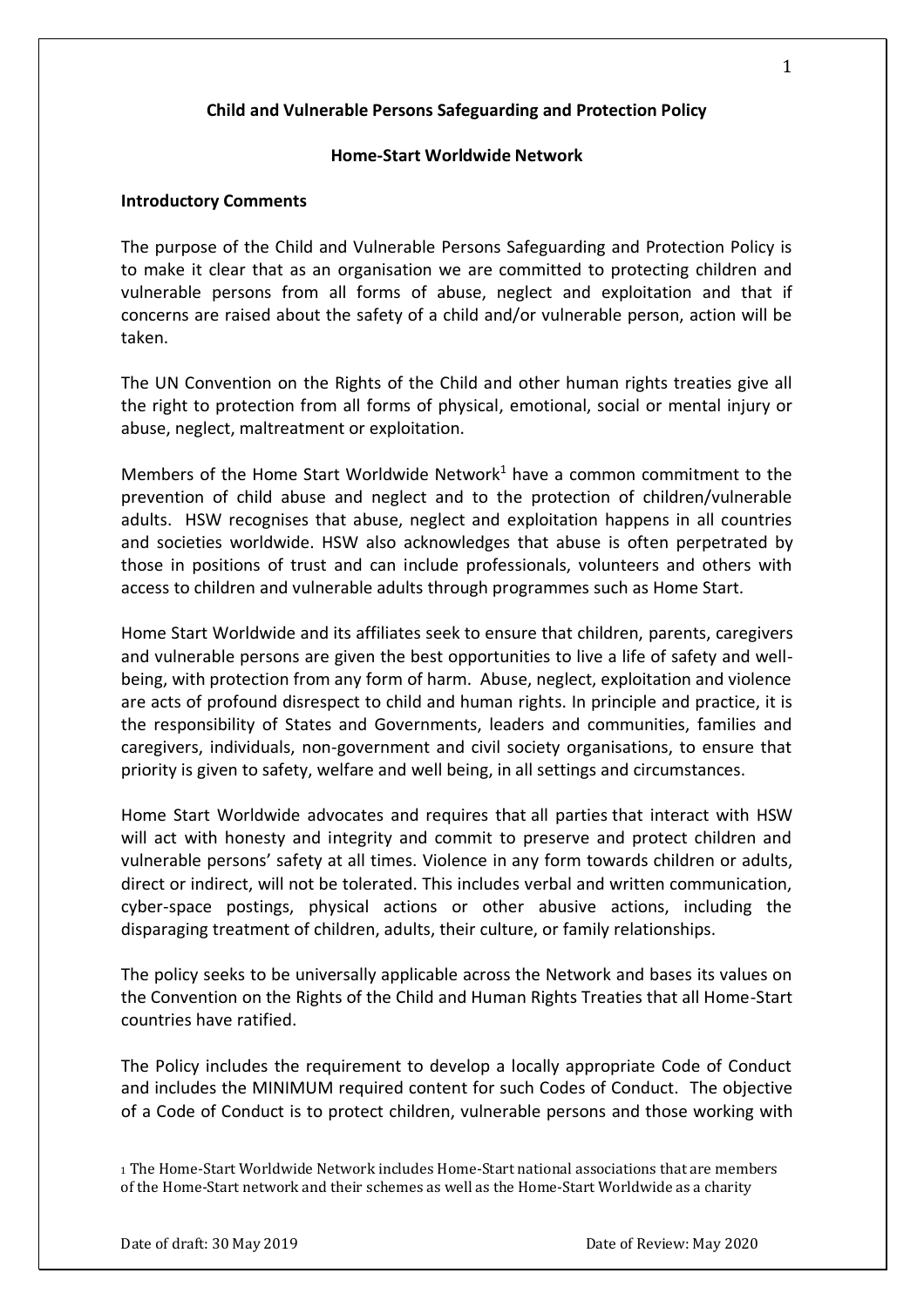**Child and Vulnerable Persons Safeguarding and Protection Policy**

**Home-Start Worldwide Network**

**Introductory Comments**

The purpose of the Child and Vulnerable Persons Safeguarding and Protection Policy is to make it clear that as an organisation we are committed to protecting children and vulnerable persons from all forms of abuse, neglect and exploitation and that if concerns are raised about the safety of a child and/or vulnerable person, action will be taken.

The UN Convention on the Rights of the Child and other human rights treaties give all the right to protection from all forms of physical, emotional, social or mental injury or abuse, neglect, maltreatment or exploitation.

Members of the Home Start Worldwide Network[1] have a common commitment to the prevention of child abuse and neglect and to the protection of children/vulnerable adults. HSW recognises that abuse, neglect and exploitation happens in all countries and societies worldwide. HSW also acknowledges that abuse is often perpetrated by those in positions of trust and can include professionals, volunteers and others with access to children and vulnerable adults through programmes such as Home Start.

Home Start Worldwide and its affiliates seek to ensure that children, parents, caregivers and vulnerable persons are given the best opportunities to live a life of safety and well-being, with protection from any form of harm. Abuse, neglect, exploitation and violence are acts of profound disrespect to child and human rights. In principle and practice, it is the responsibility of States and Governments, leaders and communities, families and caregivers, individuals, non-government and civil society organisations, to ensure that priority is given to safety, welfare and well being, in all settings and circumstances.

Home Start Worldwide advocates and requires that all parties that interact with HSW will act with honesty and integrity and commit to preserve and protect children and vulnerable persons' safety at all times. Violence in any form towards children or adults, direct or indirect, will not be tolerated. This includes verbal and written communication, cyber-space postings, physical actions or other abusive actions, including the disparaging treatment of children, adults, their culture, or family relationships.

The policy seeks to be universally applicable across the Network and bases its values on the Convention on the Rights of the Child and Human Rights Treaties that all Home-Start countries have ratified.

The Policy includes the requirement to develop a locally appropriate Code of Conduct and includes the MINIMUM required content for such Codes of Conduct. The objective of a Code of Conduct is to protect children, vulnerable persons and those working with

[1] The Home-Start Worldwide Network includes Home-Start national associations that are members of the Home-Start network and their schemes as well as the Home-Start Worldwide as a charity

Date of draft: 30 May 2019 Date of Review: May 2020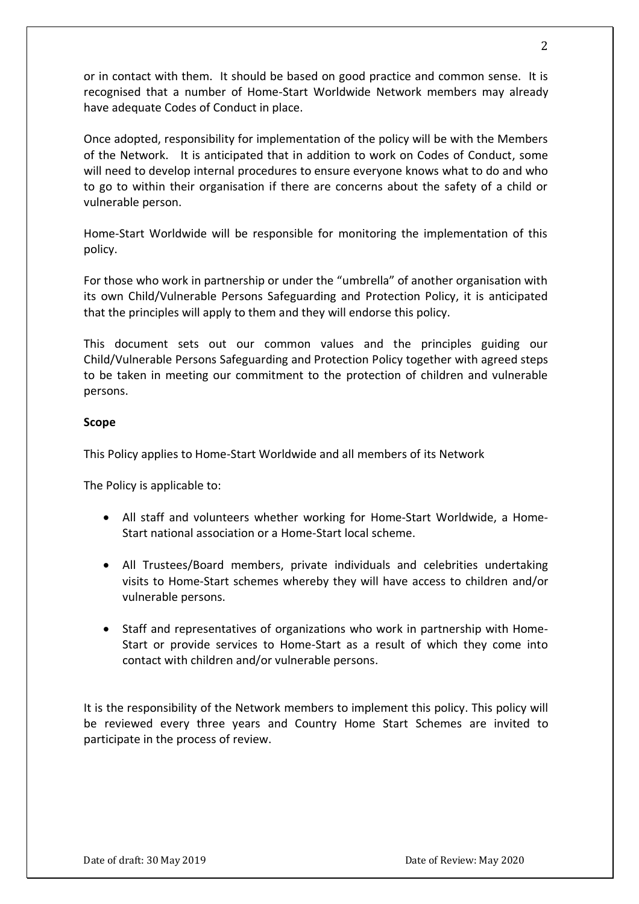or in contact with them. It should be based on good practice and common sense. It is recognised that a number of Home-Start Worldwide Network members may already have adequate Codes of Conduct in place.

Once adopted, responsibility for implementation of the policy will be with the Members of the Network. It is anticipated that in addition to work on Codes of Conduct, some will need to develop internal procedures to ensure everyone knows what to do and who to go to within their organisation if there are concerns about the safety of a child or vulnerable person.

Home-Start Worldwide will be responsible for monitoring the implementation of this policy.

For those who work in partnership or under the "umbrella" of another organisation with its own Child/Vulnerable Persons Safeguarding and Protection Policy, it is anticipated that the principles will apply to them and they will endorse this policy.

This document sets out our common values and the principles guiding our Child/Vulnerable Persons Safeguarding and Protection Policy together with agreed steps to be taken in meeting our commitment to the protection of children and vulnerable persons.

**Scope**

This Policy applies to Home-Start Worldwide and all members of its Network

The Policy is applicable to:

- All staff and volunteers whether working for Home-Start Worldwide, a Home-Start national association or a Home-Start local scheme.
- All Trustees/Board members, private individuals and celebrities undertaking visits to Home-Start schemes whereby they will have access to children and/or vulnerable persons.
- Staff and representatives of organizations who work in partnership with Home-Start or provide services to Home-Start as a result of which they come into contact with children and/or vulnerable persons.

It is the responsibility of the Network members to implement this policy. This policy will be reviewed every three years and Country Home Start Schemes are invited to participate in the process of review.

Date of draft: 30 May 2019 Date of Review: May 2020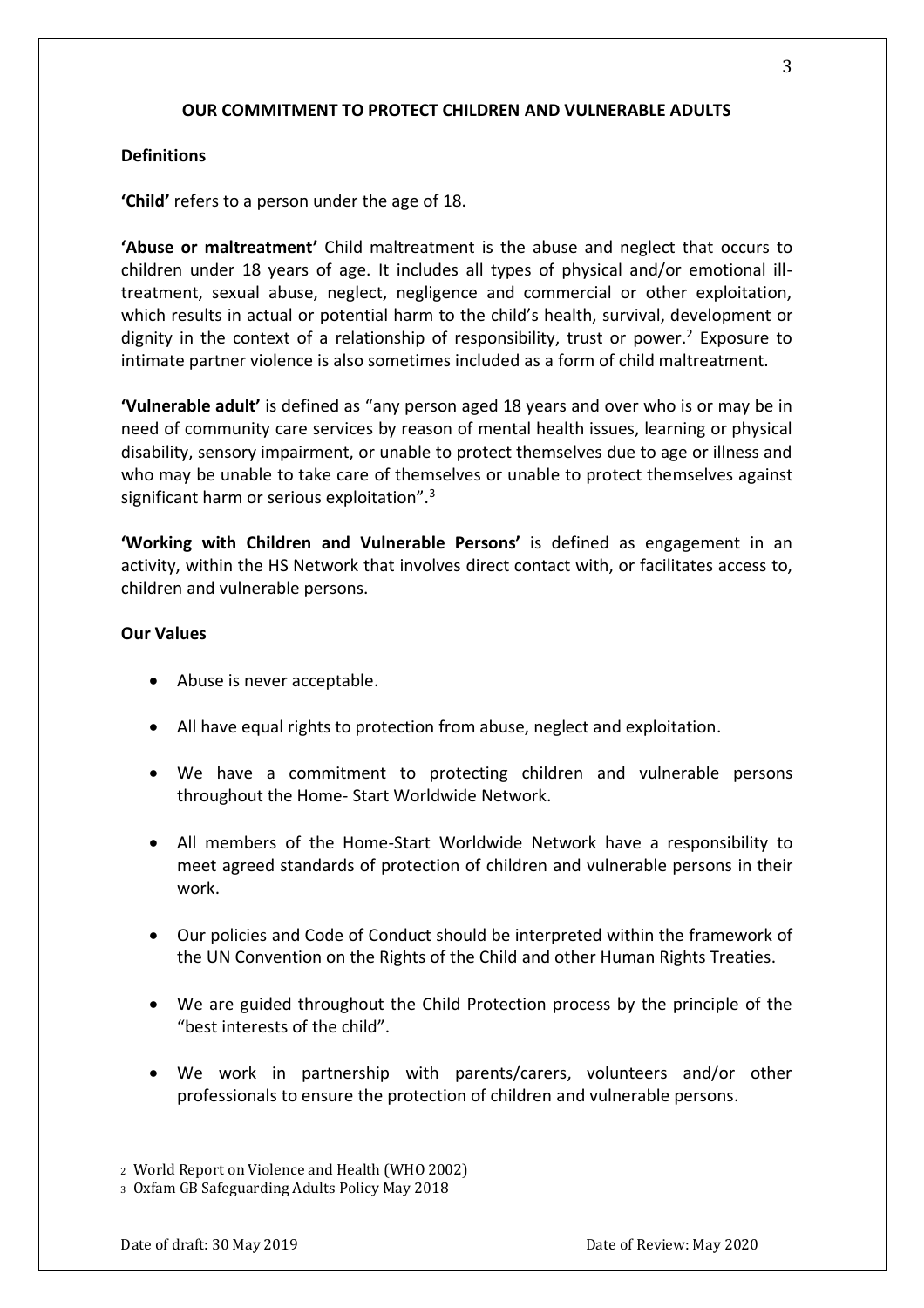## OUR COMMITMENT TO PROTECT CHILDREN AND VULNERABLE ADULTS

### Definitions

**'Child'** refers to a person under the age of 18.

**'Abuse or maltreatment'** Child maltreatment is the abuse and neglect that occurs to children under 18 years of age. It includes all types of physical and/or emotional ill-treatment, sexual abuse, neglect, negligence and commercial or other exploitation, which results in actual or potential harm to the child's health, survival, development or dignity in the context of a relationship of responsibility, trust or power.[2] Exposure to intimate partner violence is also sometimes included as a form of child maltreatment.

**'Vulnerable adult'** is defined as "any person aged 18 years and over who is or may be in need of community care services by reason of mental health issues, learning or physical disability, sensory impairment, or unable to protect themselves due to age or illness and who may be unable to take care of themselves or unable to protect themselves against significant harm or serious exploitation".[3]

**'Working with Children and Vulnerable Persons'** is defined as engagement in an activity, within the HS Network that involves direct contact with, or facilitates access to, children and vulnerable persons.

### Our Values

- Abuse is never acceptable.
- All have equal rights to protection from abuse, neglect and exploitation.
- We have a commitment to protecting children and vulnerable persons throughout the Home- Start Worldwide Network.
- All members of the Home-Start Worldwide Network have a responsibility to meet agreed standards of protection of children and vulnerable persons in their work.
- Our policies and Code of Conduct should be interpreted within the framework of the UN Convention on the Rights of the Child and other Human Rights Treaties.
- We are guided throughout the Child Protection process by the principle of the "best interests of the child".
- We work in partnership with parents/carers, volunteers and/or other professionals to ensure the protection of children and vulnerable persons.

[2] World Report on Violence and Health (WHO 2002)

[3] Oxfam GB Safeguarding Adults Policy May 2018

Date of draft: 30 May 2019 Date of Review: May 2020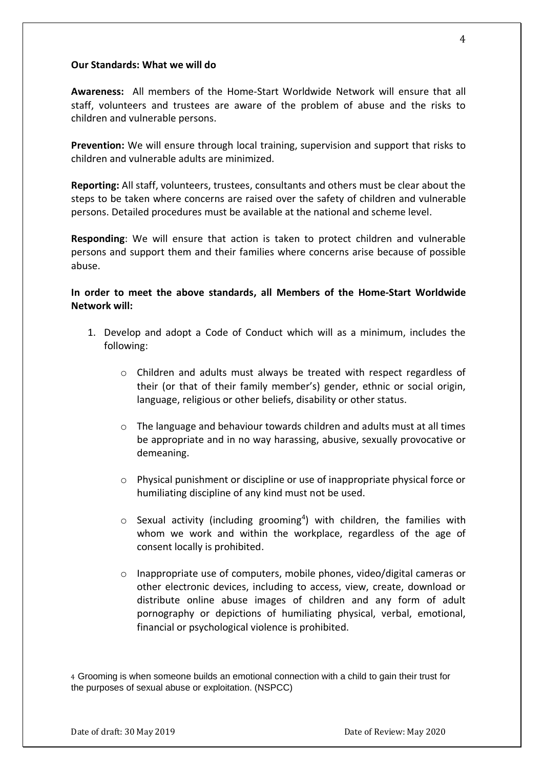**Our Standards: What we will do**

**Awareness:** All members of the Home-Start Worldwide Network will ensure that all staff, volunteers and trustees are aware of the problem of abuse and the risks to children and vulnerable persons.

**Prevention:** We will ensure through local training, supervision and support that risks to children and vulnerable adults are minimized.

**Reporting:** All staff, volunteers, trustees, consultants and others must be clear about the steps to be taken where concerns are raised over the safety of children and vulnerable persons. Detailed procedures must be available at the national and scheme level.

**Responding**: We will ensure that action is taken to protect children and vulnerable persons and support them and their families where concerns arise because of possible abuse.

**In order to meet the above standards, all Members of the Home-Start Worldwide Network will:**

1. Develop and adopt a Code of Conduct which will as a minimum, includes the following:

    - Children and adults must always be treated with respect regardless of their (or that of their family member's) gender, ethnic or social origin, language, religious or other beliefs, disability or other status.

    - The language and behaviour towards children and adults must at all times be appropriate and in no way harassing, abusive, sexually provocative or demeaning.

    - Physical punishment or discipline or use of inappropriate physical force or humiliating discipline of any kind must not be used.

    - Sexual activity (including grooming[4]) with children, the families with whom we work and within the workplace, regardless of the age of consent locally is prohibited.

    - Inappropriate use of computers, mobile phones, video/digital cameras or other electronic devices, including to access, view, create, download or distribute online abuse images of children and any form of adult pornography or depictions of humiliating physical, verbal, emotional, financial or psychological violence is prohibited.

[4] Grooming is when someone builds an emotional connection with a child to gain their trust for the purposes of sexual abuse or exploitation. (NSPCC)

Date of draft: 30 May 2019 Date of Review: May 2020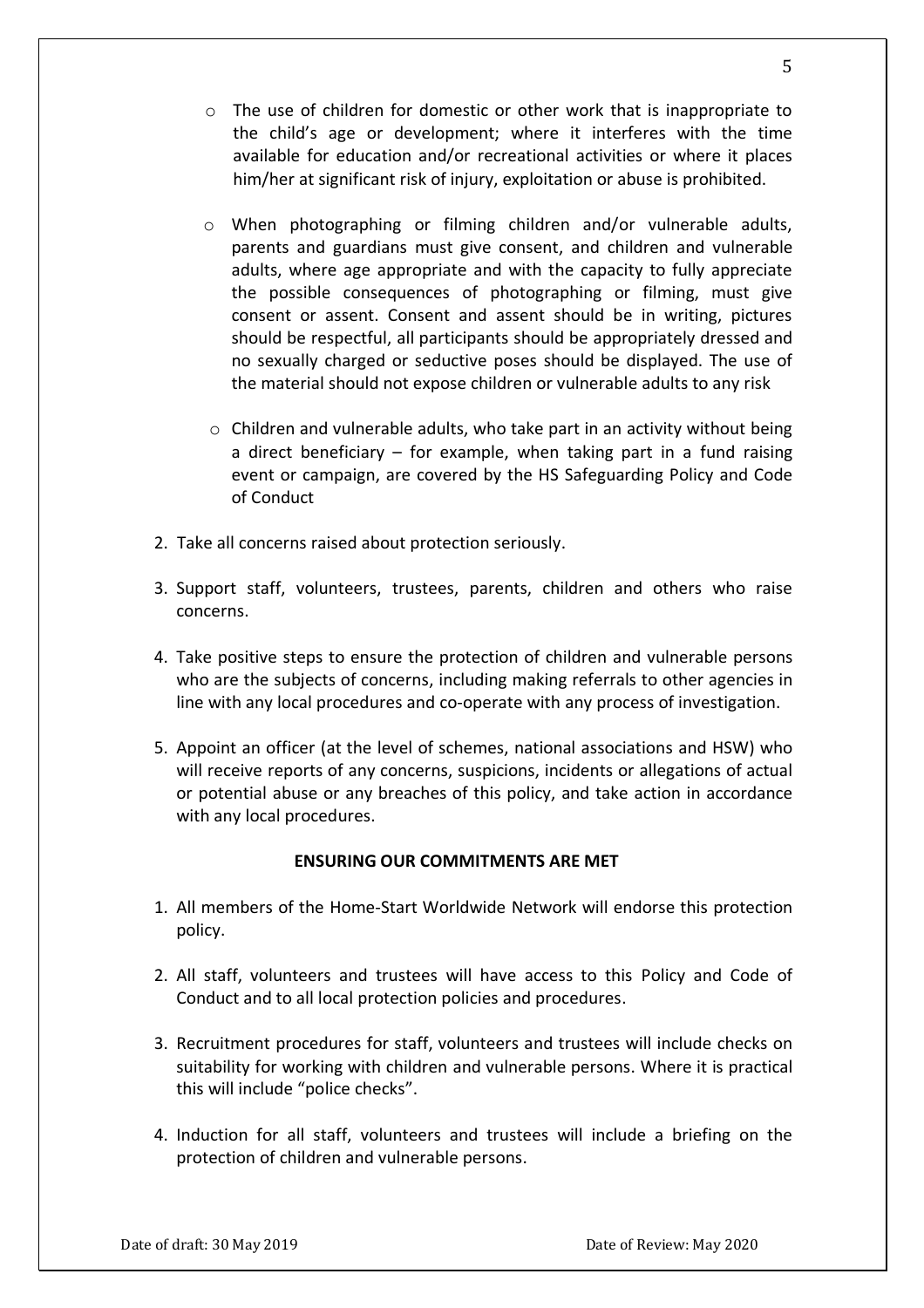- The use of children for domestic or other work that is inappropriate to the child's age or development; where it interferes with the time available for education and/or recreational activities or where it places him/her at significant risk of injury, exploitation or abuse is prohibited.

- When photographing or filming children and/or vulnerable adults, parents and guardians must give consent, and children and vulnerable adults, where age appropriate and with the capacity to fully appreciate the possible consequences of photographing or filming, must give consent or assent. Consent and assent should be in writing, pictures should be respectful, all participants should be appropriately dressed and no sexually charged or seductive poses should be displayed. The use of the material should not expose children or vulnerable adults to any risk

- Children and vulnerable adults, who take part in an activity without being a direct beneficiary – for example, when taking part in a fund raising event or campaign, are covered by the HS Safeguarding Policy and Code of Conduct

2. Take all concerns raised about protection seriously.

3. Support staff, volunteers, trustees, parents, children and others who raise concerns.

4. Take positive steps to ensure the protection of children and vulnerable persons who are the subjects of concerns, including making referrals to other agencies in line with any local procedures and co-operate with any process of investigation.

5. Appoint an officer (at the level of schemes, national associations and HSW) who will receive reports of any concerns, suspicions, incidents or allegations of actual or potential abuse or any breaches of this policy, and take action in accordance with any local procedures.

**ENSURING OUR COMMITMENTS ARE MET**

1. All members of the Home-Start Worldwide Network will endorse this protection policy.

2. All staff, volunteers and trustees will have access to this Policy and Code of Conduct and to all local protection policies and procedures.

3. Recruitment procedures for staff, volunteers and trustees will include checks on suitability for working with children and vulnerable persons. Where it is practical this will include "police checks".

4. Induction for all staff, volunteers and trustees will include a briefing on the protection of children and vulnerable persons.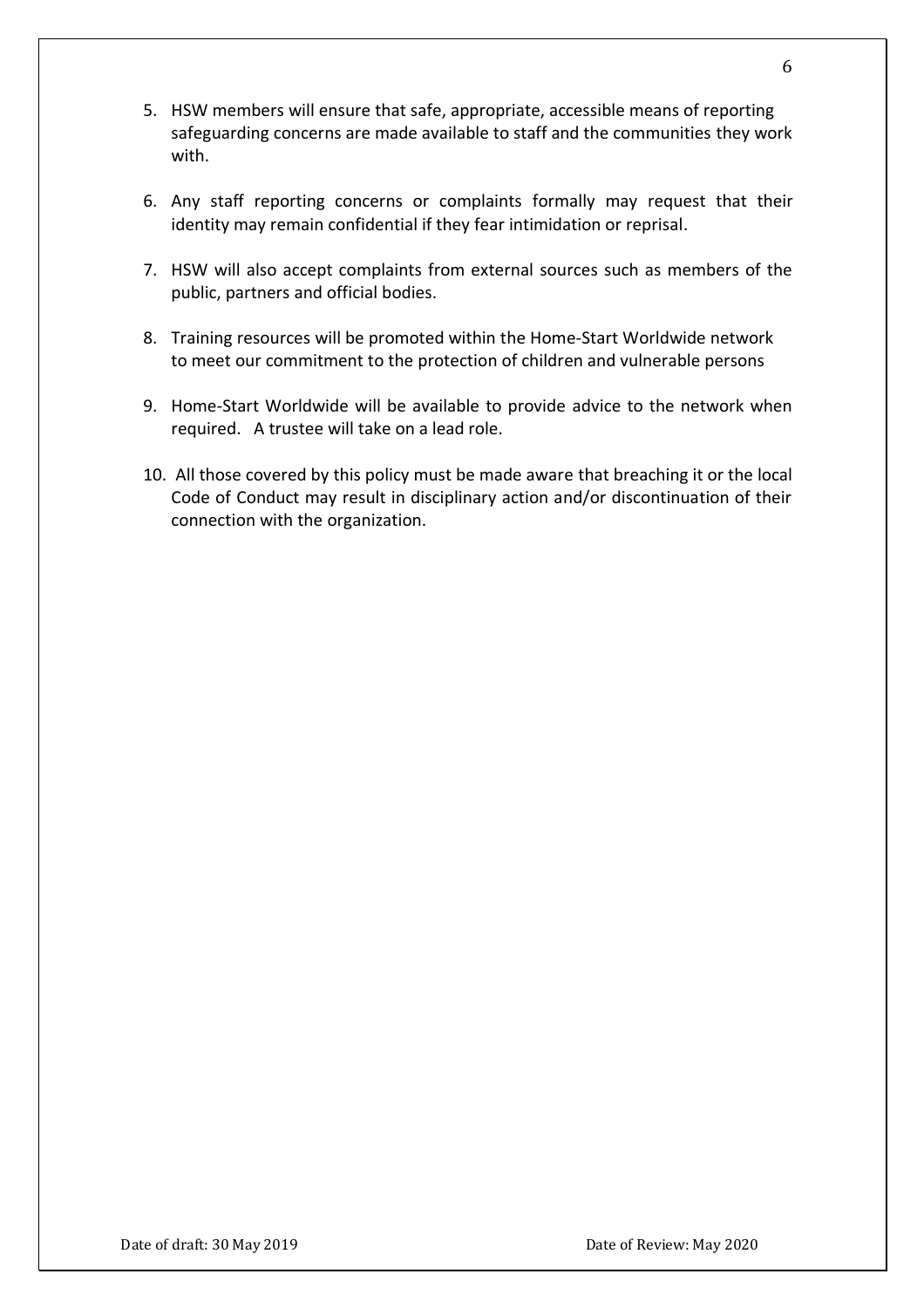5. HSW members will ensure that safe, appropriate, accessible means of reporting safeguarding concerns are made available to staff and the communities they work with.

6. Any staff reporting concerns or complaints formally may request that their identity may remain confidential if they fear intimidation or reprisal.

7. HSW will also accept complaints from external sources such as members of the public, partners and official bodies.

8. Training resources will be promoted within the Home-Start Worldwide network to meet our commitment to the protection of children and vulnerable persons

9. Home-Start Worldwide will be available to provide advice to the network when required. A trustee will take on a lead role.

10. All those covered by this policy must be made aware that breaching it or the local Code of Conduct may result in disciplinary action and/or discontinuation of their connection with the organization.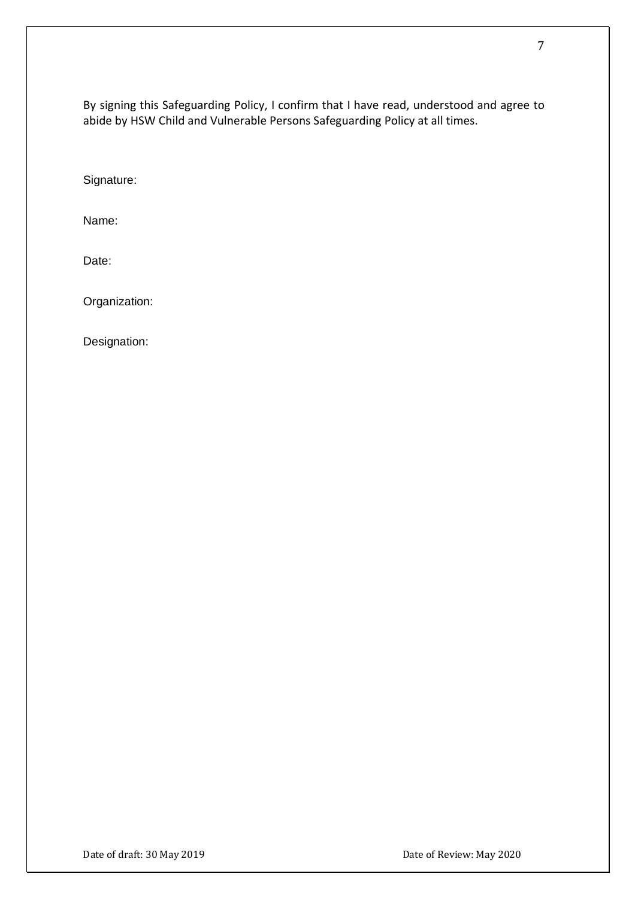By signing this Safeguarding Policy, I confirm that I have read, understood and agree to abide by HSW Child and Vulnerable Persons Safeguarding Policy at all times.

Signature:

Name:

Date:

Organization:

Designation: